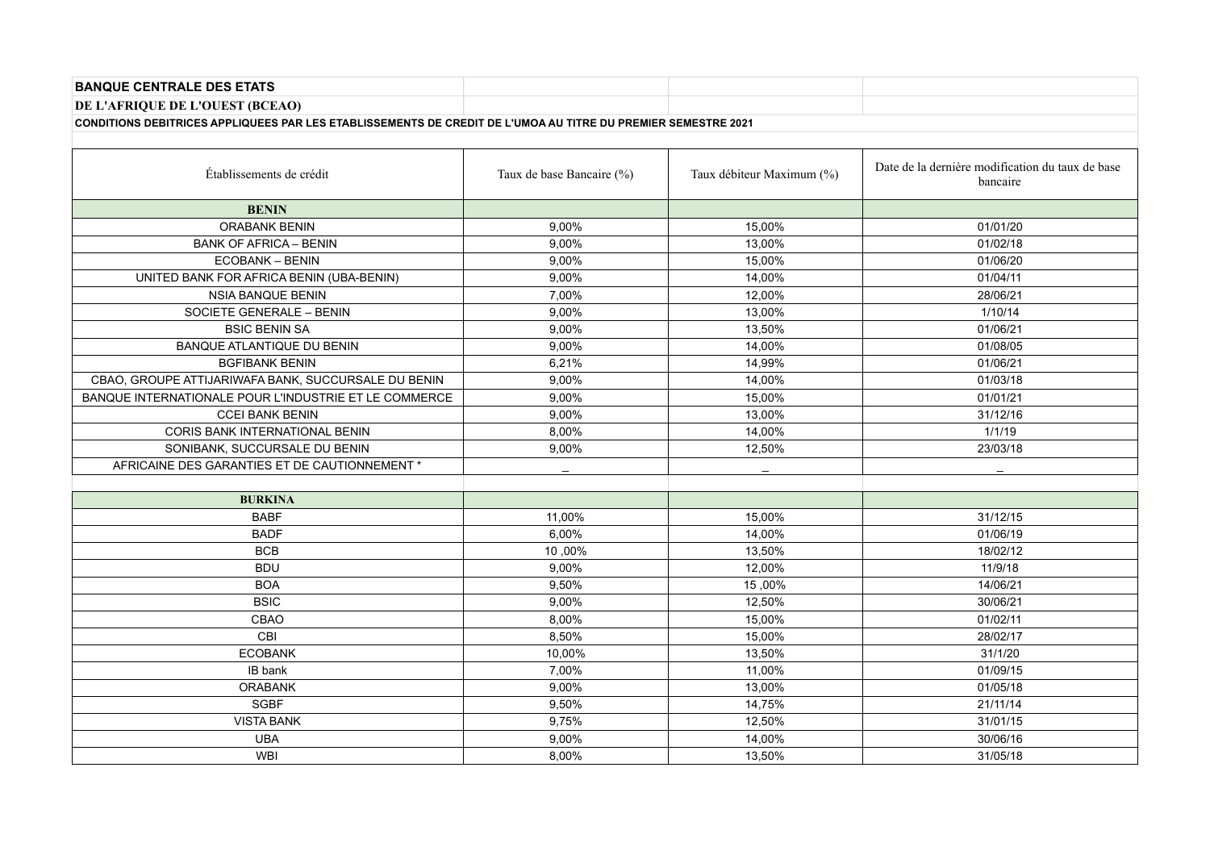**BANQUE CENTRALE DES ETATS**

**DE L'AFRIQUE DE L'OUEST (BCEAO)**

**CONDITIONS DEBITRICES APPLIQUEES PAR LES ETABLISSEMENTS DE CREDIT DE L'UMOA AU TITRE DU PREMIER SEMESTRE 2021**

| Établissements de crédit | Taux de base Bancaire (%) | Taux débiteur Maximum (%) | Date de la dernière modification du taux de base bancaire |
|---|---|---|---|
| **BENIN** | | | |
| ORABANK BENIN | 9,00% | 15,00% | 01/01/20 |
| BANK OF AFRICA – BENIN | 9,00% | 13,00% | 01/02/18 |
| ECOBANK – BENIN | 9,00% | 15,00% | 01/06/20 |
| UNITED BANK FOR AFRICA BENIN (UBA-BENIN) | 9,00% | 14,00% | 01/04/11 |
| NSIA BANQUE BENIN | 7,00% | 12,00% | 28/06/21 |
| SOCIETE GENERALE – BENIN | 9,00% | 13,00% | 1/10/14 |
| BSIC BENIN SA | 9,00% | 13,50% | 01/06/21 |
| BANQUE ATLANTIQUE DU BENIN | 9,00% | 14,00% | 01/08/05 |
| BGFIBANK BENIN | 6,21% | 14,99% | 01/06/21 |
| CBAO, GROUPE ATTIJARIWAFA BANK, SUCCURSALE DU BENIN | 9,00% | 14,00% | 01/03/18 |
| BANQUE INTERNATIONALE POUR L'INDUSTRIE ET LE COMMERCE | 9,00% | 15,00% | 01/01/21 |
| CCEI BANK BENIN | 9,00% | 13,00% | 31/12/16 |
| CORIS BANK INTERNATIONAL BENIN | 8,00% | 14,00% | 1/1/19 |
| SONIBANK, SUCCURSALE DU BENIN | 9,00% | 12,50% | 23/03/18 |
| AFRICAINE DES GARANTIES ET DE CAUTIONNEMENT * | _ | _ | _ |
| | | | |
| **BURKINA** | | | |
| BABF | 11,00% | 15,00% | 31/12/15 |
| BADF | 6,00% | 14,00% | 01/06/19 |
| BCB | 10 ,00% | 13,50% | 18/02/12 |
| BDU | 9,00% | 12,00% | 11/9/18 |
| BOA | 9,50% | 15 ,00% | 14/06/21 |
| BSIC | 9,00% | 12,50% | 30/06/21 |
| CBAO | 8,00% | 15,00% | 01/02/11 |
| CBI | 8,50% | 15,00% | 28/02/17 |
| ECOBANK | 10,00% | 13,50% | 31/1/20 |
| IB bank | 7,00% | 11,00% | 01/09/15 |
| ORABANK | 9,00% | 13,00% | 01/05/18 |
| SGBF | 9,50% | 14,75% | 21/11/14 |
| VISTA BANK | 9,75% | 12,50% | 31/01/15 |
| UBA | 9,00% | 14,00% | 30/06/16 |
| WBI | 8,00% | 13,50% | 31/05/18 |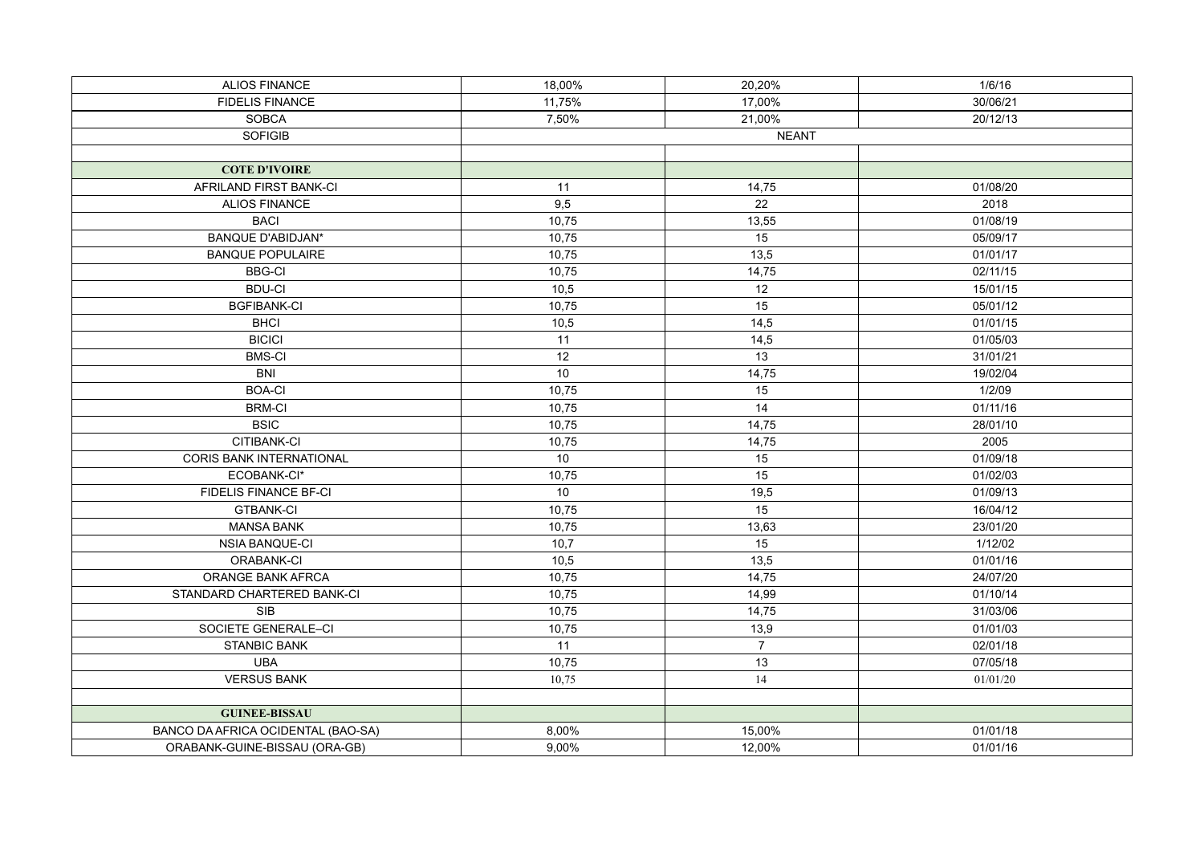| | | | |
|---|---|---|---|
| ALIOS FINANCE | 18,00% | 20,20% | 1/6/16 |
| FIDELIS FINANCE | 11,75% | 17,00% | 30/06/21 |
| SOBCA | 7,50% | 21,00% | 20/12/13 |
| SOFIGIB | NEANT | | |
| | | | |
| **COTE D'IVOIRE** | | | |
| AFRILAND FIRST BANK-CI | 11 | 14,75 | 01/08/20 |
| ALIOS FINANCE | 9,5 | 22 | 2018 |
| BACI | 10,75 | 13,55 | 01/08/19 |
| BANQUE D'ABIDJAN* | 10,75 | 15 | 05/09/17 |
| BANQUE POPULAIRE | 10,75 | 13,5 | 01/01/17 |
| BBG-CI | 10,75 | 14,75 | 02/11/15 |
| BDU-CI | 10,5 | 12 | 15/01/15 |
| BGFIBANK-CI | 10,75 | 15 | 05/01/12 |
| BHCI | 10,5 | 14,5 | 01/01/15 |
| BICICI | 11 | 14,5 | 01/05/03 |
| BMS-CI | 12 | 13 | 31/01/21 |
| BNI | 10 | 14,75 | 19/02/04 |
| BOA-CI | 10,75 | 15 | 1/2/09 |
| BRM-CI | 10,75 | 14 | 01/11/16 |
| BSIC | 10,75 | 14,75 | 28/01/10 |
| CITIBANK-CI | 10,75 | 14,75 | 2005 |
| CORIS BANK INTERNATIONAL | 10 | 15 | 01/09/18 |
| ECOBANK-CI* | 10,75 | 15 | 01/02/03 |
| FIDELIS FINANCE BF-CI | 10 | 19,5 | 01/09/13 |
| GTBANK-CI | 10,75 | 15 | 16/04/12 |
| MANSA BANK | 10,75 | 13,63 | 23/01/20 |
| NSIA BANQUE-CI | 10,7 | 15 | 1/12/02 |
| ORABANK-CI | 10,5 | 13,5 | 01/01/16 |
| ORANGE BANK AFRCA | 10,75 | 14,75 | 24/07/20 |
| STANDARD CHARTERED BANK-CI | 10,75 | 14,99 | 01/10/14 |
| SIB | 10,75 | 14,75 | 31/03/06 |
| SOCIETE GENERALE–CI | 10,75 | 13,9 | 01/01/03 |
| STANBIC BANK | 11 | 7 | 02/01/18 |
| UBA | 10,75 | 13 | 07/05/18 |
| VERSUS BANK | 10,75 | 14 | 01/01/20 |
| | | | |
| **GUINEE-BISSAU** | | | |
| BANCO DA AFRICA OCIDENTAL (BAO-SA) | 8,00% | 15,00% | 01/01/18 |
| ORABANK-GUINE-BISSAU (ORA-GB) | 9,00% | 12,00% | 01/01/16 |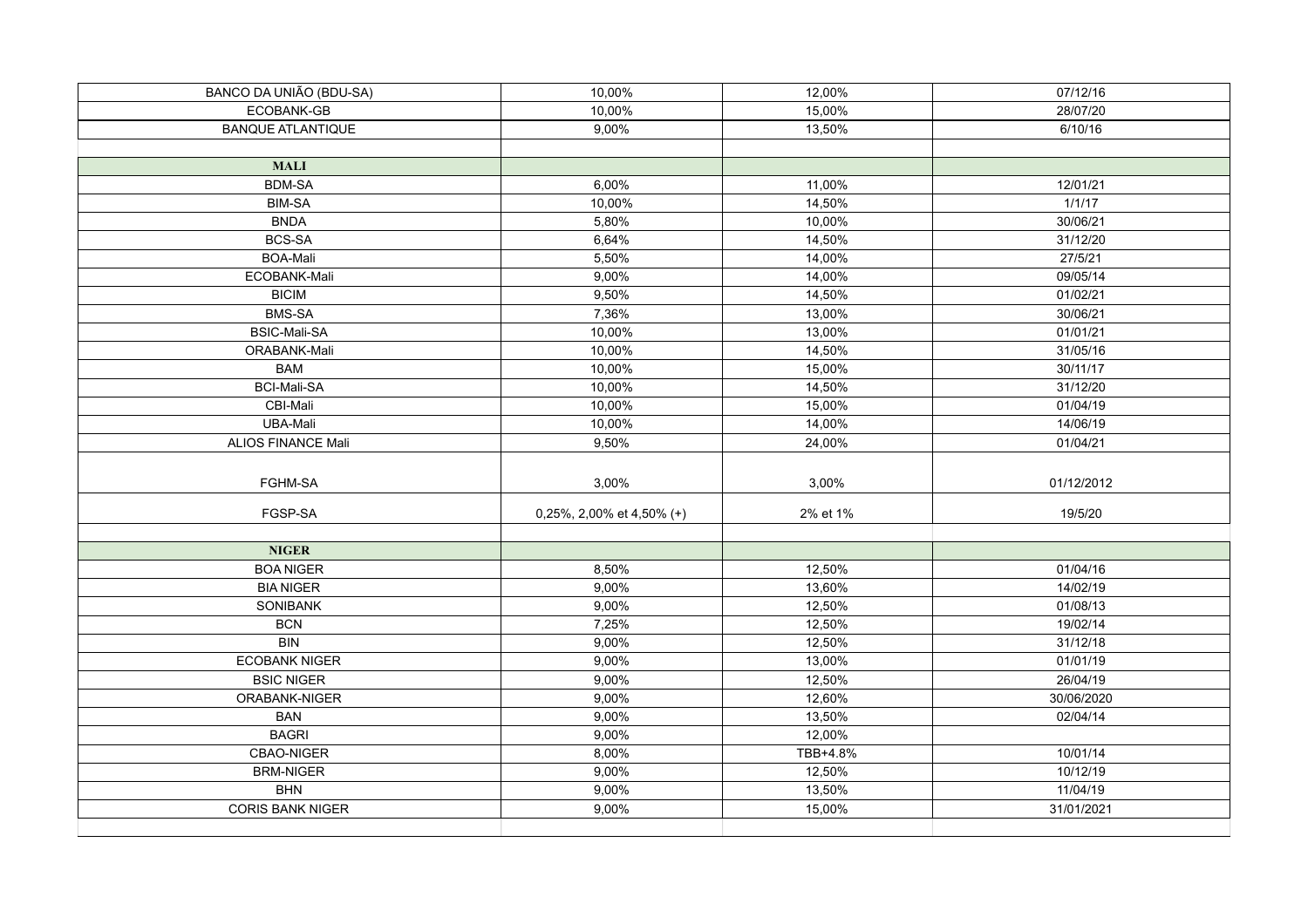| | | | |
|---|---|---|---|
| BANCO DA UNIÃO (BDU-SA) | 10,00% | 12,00% | 07/12/16 |
| ECOBANK-GB | 10,00% | 15,00% | 28/07/20 |
| BANQUE ATLANTIQUE | 9,00% | 13,50% | 6/10/16 |
| | | | |
| **MALI** | | | |
| BDM-SA | 6,00% | 11,00% | 12/01/21 |
| BIM-SA | 10,00% | 14,50% | 1/1/17 |
| BNDA | 5,80% | 10,00% | 30/06/21 |
| BCS-SA | 6,64% | 14,50% | 31/12/20 |
| BOA-Mali | 5,50% | 14,00% | 27/5/21 |
| ECOBANK-Mali | 9,00% | 14,00% | 09/05/14 |
| BICIM | 9,50% | 14,50% | 01/02/21 |
| BMS-SA | 7,36% | 13,00% | 30/06/21 |
| BSIC-Mali-SA | 10,00% | 13,00% | 01/01/21 |
| ORABANK-Mali | 10,00% | 14,50% | 31/05/16 |
| BAM | 10,00% | 15,00% | 30/11/17 |
| BCI-Mali-SA | 10,00% | 14,50% | 31/12/20 |
| CBI-Mali | 10,00% | 15,00% | 01/04/19 |
| UBA-Mali | 10,00% | 14,00% | 14/06/19 |
| ALIOS FINANCE Mali | 9,50% | 24,00% | 01/04/21 |
| FGHM-SA | 3,00% | 3,00% | 01/12/2012 |
| FGSP-SA | 0,25%, 2,00% et 4,50% (+) | 2% et 1% | 19/5/20 |
| | | | |
| **NIGER** | | | |
| BOA NIGER | 8,50% | 12,50% | 01/04/16 |
| BIA NIGER | 9,00% | 13,60% | 14/02/19 |
| SONIBANK | 9,00% | 12,50% | 01/08/13 |
| BCN | 7,25% | 12,50% | 19/02/14 |
| BIN | 9,00% | 12,50% | 31/12/18 |
| ECOBANK NIGER | 9,00% | 13,00% | 01/01/19 |
| BSIC NIGER | 9,00% | 12,50% | 26/04/19 |
| ORABANK-NIGER | 9,00% | 12,60% | 30/06/2020 |
| BAN | 9,00% | 13,50% | 02/04/14 |
| BAGRI | 9,00% | 12,00% | |
| CBAO-NIGER | 8,00% | TBB+4.8% | 10/01/14 |
| BRM-NIGER | 9,00% | 12,50% | 10/12/19 |
| BHN | 9,00% | 13,50% | 11/04/19 |
| CORIS BANK NIGER | 9,00% | 15,00% | 31/01/2021 |
| | | | |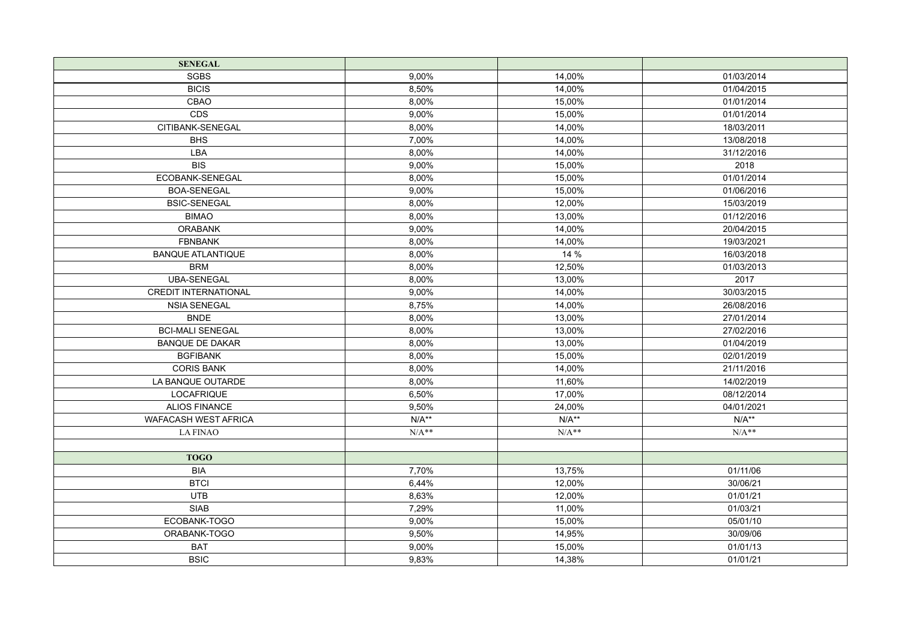| SENEGAL | | | |
|---|---|---|---|
| SGBS | 9,00% | 14,00% | 01/03/2014 |
| BICIS | 8,50% | 14,00% | 01/04/2015 |
| CBAO | 8,00% | 15,00% | 01/01/2014 |
| CDS | 9,00% | 15,00% | 01/01/2014 |
| CITIBANK-SENEGAL | 8,00% | 14,00% | 18/03/2011 |
| BHS | 7,00% | 14,00% | 13/08/2018 |
| LBA | 8,00% | 14,00% | 31/12/2016 |
| BIS | 9,00% | 15,00% | 2018 |
| ECOBANK-SENEGAL | 8,00% | 15,00% | 01/01/2014 |
| BOA-SENEGAL | 9,00% | 15,00% | 01/06/2016 |
| BSIC-SENEGAL | 8,00% | 12,00% | 15/03/2019 |
| BIMAO | 8,00% | 13,00% | 01/12/2016 |
| ORABANK | 9,00% | 14,00% | 20/04/2015 |
| FBNBANK | 8,00% | 14,00% | 19/03/2021 |
| BANQUE ATLANTIQUE | 8,00% | 14 % | 16/03/2018 |
| BRM | 8,00% | 12,50% | 01/03/2013 |
| UBA-SENEGAL | 8,00% | 13,00% | 2017 |
| CREDIT INTERNATIONAL | 9,00% | 14,00% | 30/03/2015 |
| NSIA SENEGAL | 8,75% | 14,00% | 26/08/2016 |
| BNDE | 8,00% | 13,00% | 27/01/2014 |
| BCI-MALI SENEGAL | 8,00% | 13,00% | 27/02/2016 |
| BANQUE DE DAKAR | 8,00% | 13,00% | 01/04/2019 |
| BGFIBANK | 8,00% | 15,00% | 02/01/2019 |
| CORIS BANK | 8,00% | 14,00% | 21/11/2016 |
| LA BANQUE OUTARDE | 8,00% | 11,60% | 14/02/2019 |
| LOCAFRIQUE | 6,50% | 17,00% | 08/12/2014 |
| ALIOS FINANCE | 9,50% | 24,00% | 04/01/2021 |
| WAFACASH WEST AFRICA | N/A** | N/A** | N/A** |
| LA FINAO | N/A** | N/A** | N/A** |
| | | | |
| TOGO | | | |
| BIA | 7,70% | 13,75% | 01/11/06 |
| BTCI | 6,44% | 12,00% | 30/06/21 |
| UTB | 8,63% | 12,00% | 01/01/21 |
| SIAB | 7,29% | 11,00% | 01/03/21 |
| ECOBANK-TOGO | 9,00% | 15,00% | 05/01/10 |
| ORABANK-TOGO | 9,50% | 14,95% | 30/09/06 |
| BAT | 9,00% | 15,00% | 01/01/13 |
| BSIC | 9,83% | 14,38% | 01/01/21 |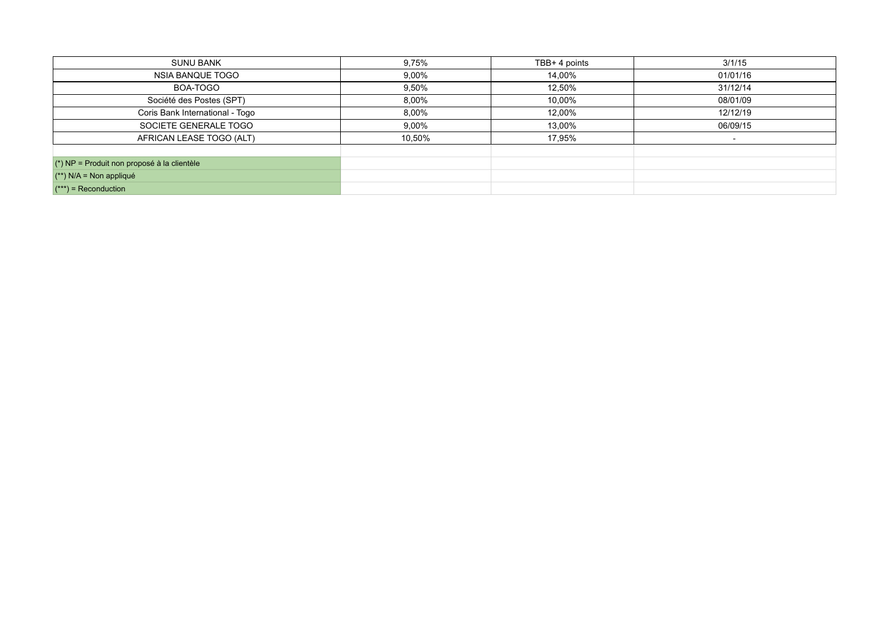| | | | |
|---|---|---|---|
| SUNU BANK | 9,75% | TBB+ 4 points | 3/1/15 |
| NSIA BANQUE TOGO | 9,00% | 14,00% | 01/01/16 |
| BOA-TOGO | 9,50% | 12,50% | 31/12/14 |
| Société des Postes (SPT) | 8,00% | 10,00% | 08/01/09 |
| Coris Bank International - Togo | 8,00% | 12,00% | 12/12/19 |
| SOCIETE GENERALE TOGO | 9,00% | 13,00% | 06/09/15 |
| AFRICAN LEASE TOGO (ALT) | 10,50% | 17,95% | - |

(*) NP = Produit non proposé à la clientèle

(**) N/A = Non appliqué

(***) = Reconduction